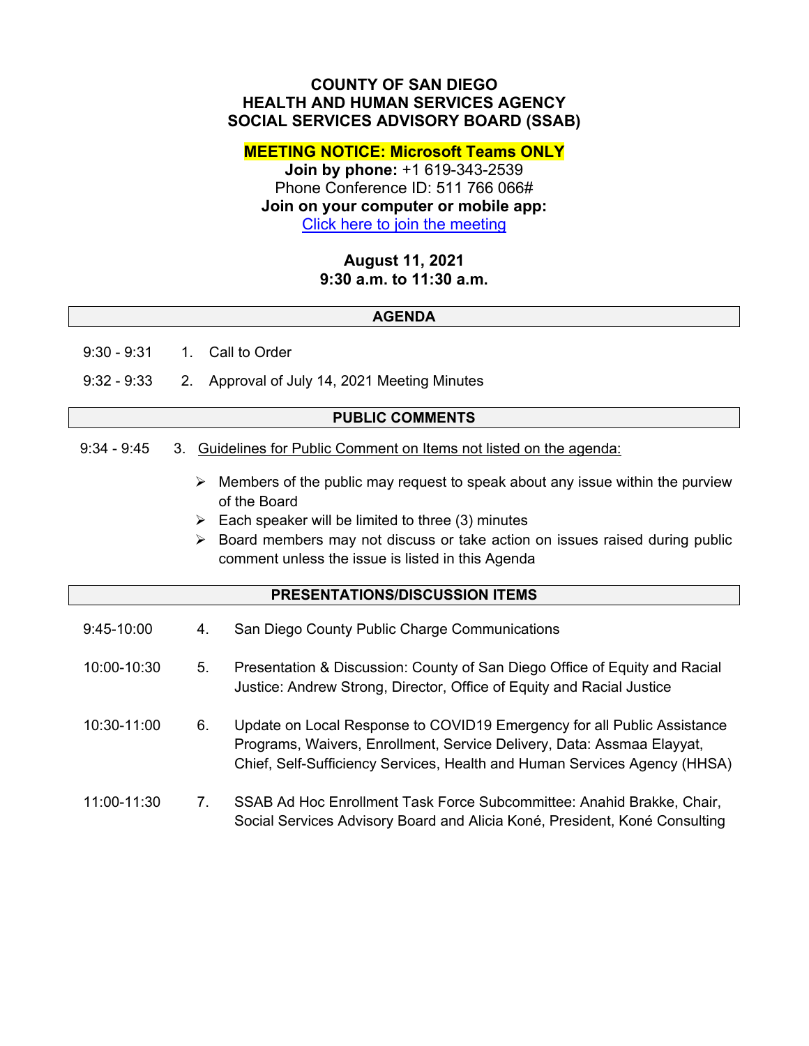# COUNTY OF SAN DIEGO
# HEALTH AND HUMAN SERVICES AGENCY
# SOCIAL SERVICES ADVISORY BOARD (SSAB)

**MEETING NOTICE: Microsoft Teams ONLY**

**Join by phone:** +1 619-343-2539
Phone Conference ID: 511 766 066#
**Join on your computer or mobile app:**
[Click here to join the meeting]

**August 11, 2021**
**9:30 a.m. to 11:30 a.m.**

## AGENDA

9:30 - 9:31 1. Call to Order

9:32 - 9:33 2. Approval of July 14, 2021 Meeting Minutes

## PUBLIC COMMENTS

9:34 - 9:45 3. Guidelines for Public Comment on Items not listed on the agenda:

- Members of the public may request to speak about any issue within the purview of the Board
- Each speaker will be limited to three (3) minutes
- Board members may not discuss or take action on issues raised during public comment unless the issue is listed in this Agenda

## PRESENTATIONS/DISCUSSION ITEMS

9:45-10:00 4. San Diego County Public Charge Communications

10:00-10:30 5. Presentation & Discussion: County of San Diego Office of Equity and Racial Justice: Andrew Strong, Director, Office of Equity and Racial Justice

10:30-11:00 6. Update on Local Response to COVID19 Emergency for all Public Assistance Programs, Waivers, Enrollment, Service Delivery, Data: Assmaa Elayyat, Chief, Self-Sufficiency Services, Health and Human Services Agency (HHSA)

11:00-11:30 7. SSAB Ad Hoc Enrollment Task Force Subcommittee: Anahid Brakke, Chair, Social Services Advisory Board and Alicia Koné, President, Koné Consulting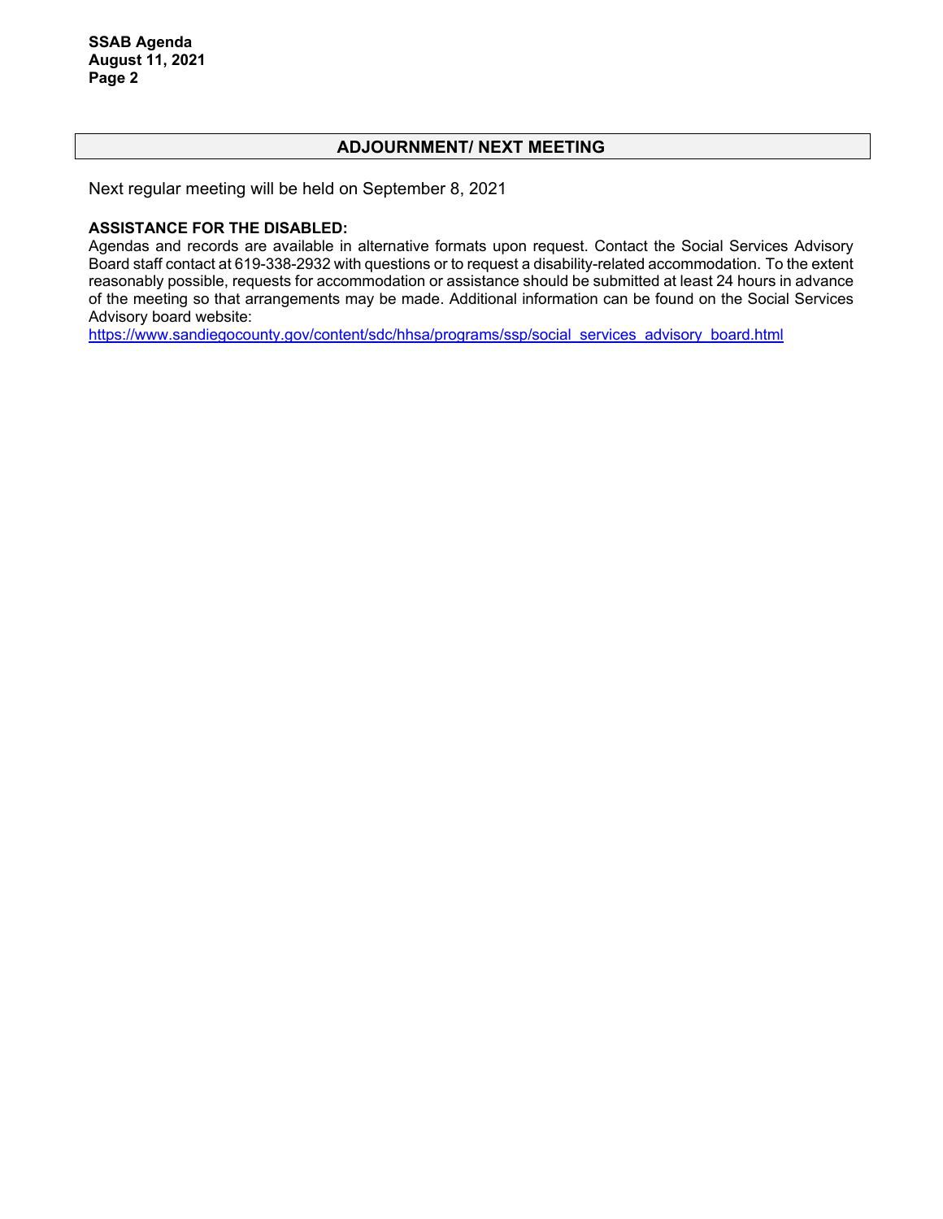## ADJOURNMENT/ NEXT MEETING

Next regular meeting will be held on September 8, 2021

**ASSISTANCE FOR THE DISABLED:**
Agendas and records are available in alternative formats upon request. Contact the Social Services Advisory Board staff contact at 619-338-2932 with questions or to request a disability-related accommodation. To the extent reasonably possible, requests for accommodation or assistance should be submitted at least 24 hours in advance of the meeting so that arrangements may be made. Additional information can be found on the Social Services Advisory board website:
https://www.sandiegocounty.gov/content/sdc/hhsa/programs/ssp/social_services_advisory_board.html